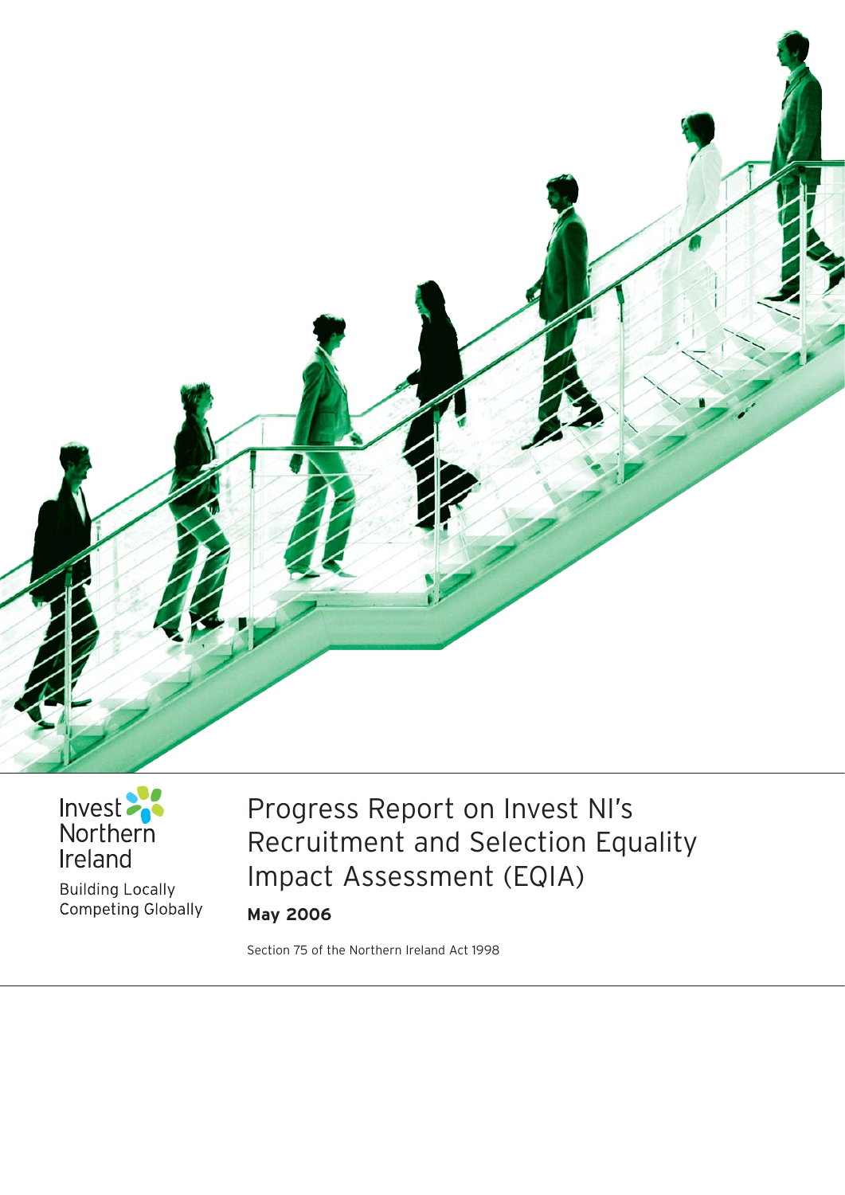Invest Northern Ireland

Building Locally
Competing Globally

# Progress Report on Invest NI's Recruitment and Selection Equality Impact Assessment (EQIA)

**May 2006**

Section 75 of the Northern Ireland Act 1998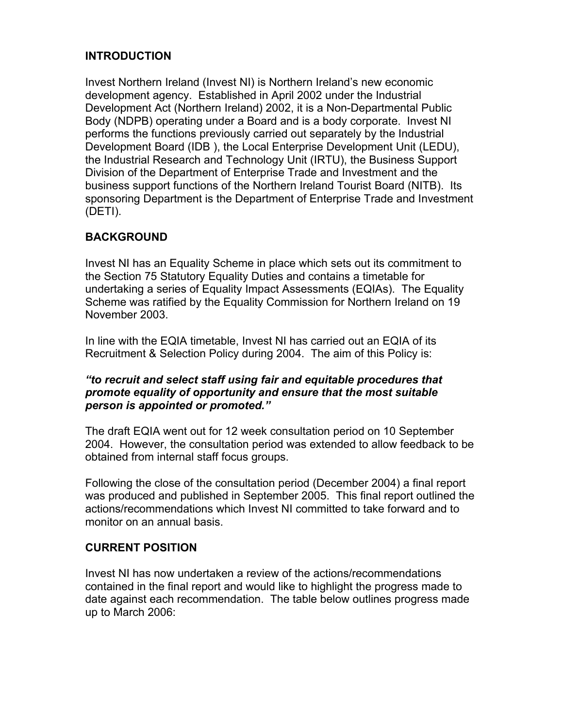## INTRODUCTION

Invest Northern Ireland (Invest NI) is Northern Ireland's new economic development agency. Established in April 2002 under the Industrial Development Act (Northern Ireland) 2002, it is a Non-Departmental Public Body (NDPB) operating under a Board and is a body corporate. Invest NI performs the functions previously carried out separately by the Industrial Development Board (IDB ), the Local Enterprise Development Unit (LEDU), the Industrial Research and Technology Unit (IRTU), the Business Support Division of the Department of Enterprise Trade and Investment and the business support functions of the Northern Ireland Tourist Board (NITB). Its sponsoring Department is the Department of Enterprise Trade and Investment (DETI).

## BACKGROUND

Invest NI has an Equality Scheme in place which sets out its commitment to the Section 75 Statutory Equality Duties and contains a timetable for undertaking a series of Equality Impact Assessments (EQIAs). The Equality Scheme was ratified by the Equality Commission for Northern Ireland on 19 November 2003.

In line with the EQIA timetable, Invest NI has carried out an EQIA of its Recruitment & Selection Policy during 2004. The aim of this Policy is:

***"to recruit and select staff using fair and equitable procedures that promote equality of opportunity and ensure that the most suitable person is appointed or promoted."***

The draft EQIA went out for 12 week consultation period on 10 September 2004. However, the consultation period was extended to allow feedback to be obtained from internal staff focus groups.

Following the close of the consultation period (December 2004) a final report was produced and published in September 2005. This final report outlined the actions/recommendations which Invest NI committed to take forward and to monitor on an annual basis.

## CURRENT POSITION

Invest NI has now undertaken a review of the actions/recommendations contained in the final report and would like to highlight the progress made to date against each recommendation. The table below outlines progress made up to March 2006: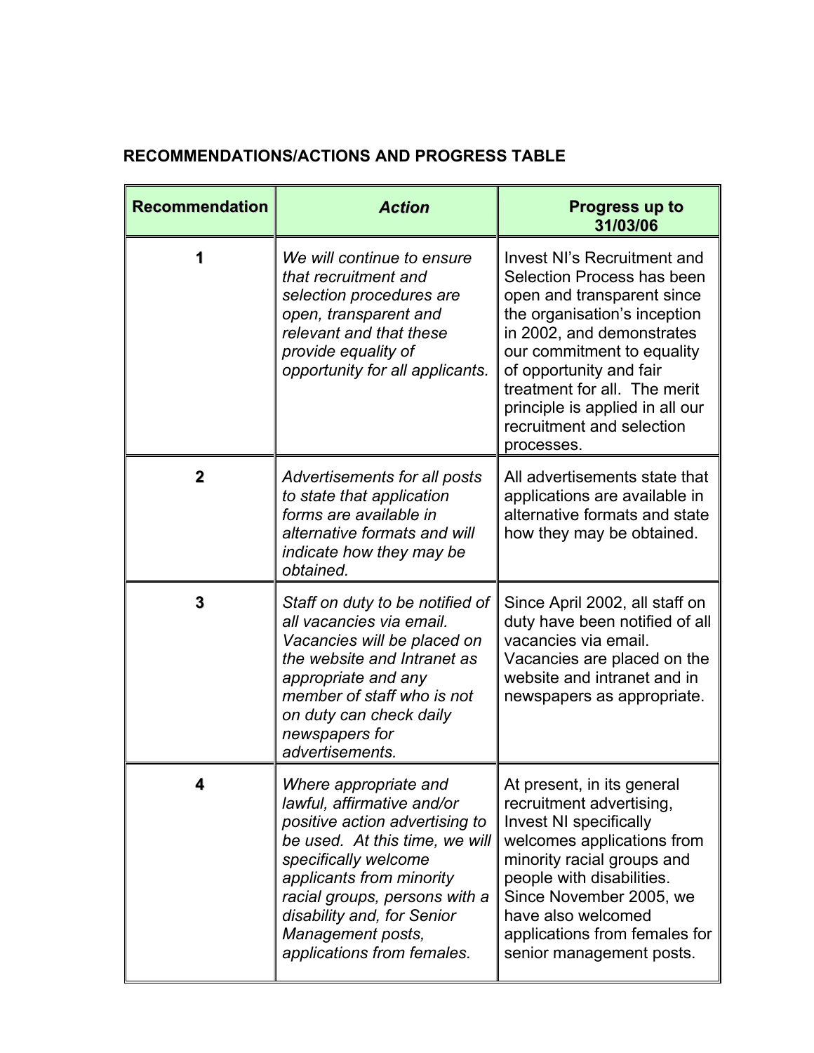**RECOMMENDATIONS/ACTIONS AND PROGRESS TABLE**

| **Recommendation** | ***Action*** | **Progress up to 31/03/06** |
|---|---|---|
| **1** | *We will continue to ensure that recruitment and selection procedures are open, transparent and relevant and that these provide equality of opportunity for all applicants.* | Invest NI's Recruitment and Selection Process has been open and transparent since the organisation's inception in 2002, and demonstrates our commitment to equality of opportunity and fair treatment for all. The merit principle is applied in all our recruitment and selection processes. |
| **2** | *Advertisements for all posts to state that application forms are available in alternative formats and will indicate how they may be obtained.* | All advertisements state that applications are available in alternative formats and state how they may be obtained. |
| **3** | *Staff on duty to be notified of all vacancies via email. Vacancies will be placed on the website and Intranet as appropriate and any member of staff who is not on duty can check daily newspapers for advertisements.* | Since April 2002, all staff on duty have been notified of all vacancies via email. Vacancies are placed on the website and intranet and in newspapers as appropriate. |
| **4** | *Where appropriate and lawful, affirmative and/or positive action advertising to be used. At this time, we will specifically welcome applicants from minority racial groups, persons with a disability and, for Senior Management posts, applications from females.* | At present, in its general recruitment advertising, Invest NI specifically welcomes applications from minority racial groups and people with disabilities. Since November 2005, we have also welcomed applications from females for senior management posts. |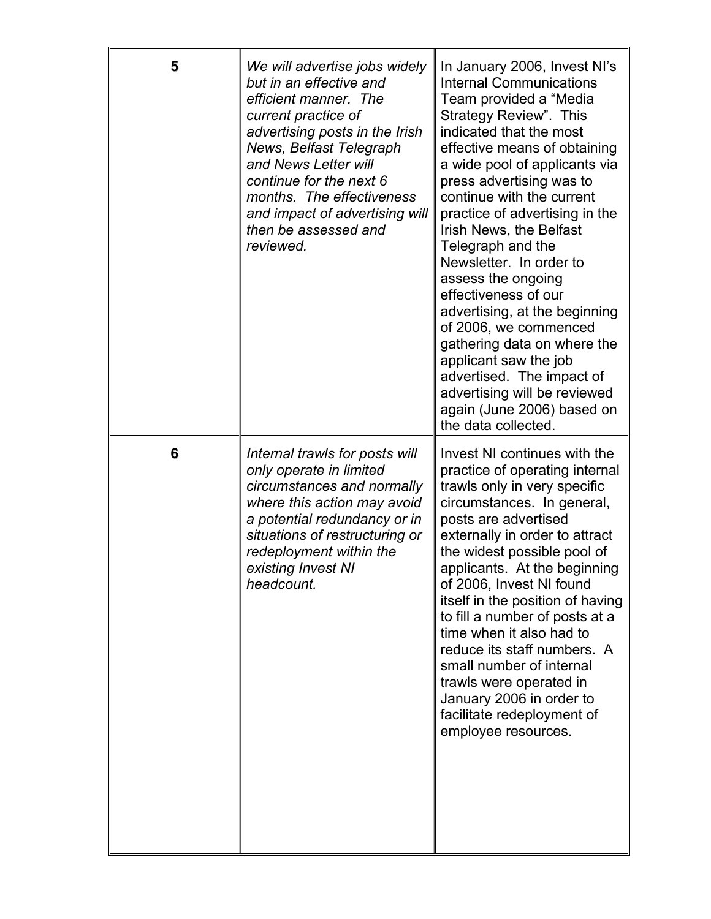| | | |
|---|---|---|
| **5** | *We will advertise jobs widely but in an effective and efficient manner. The current practice of advertising posts in the Irish News, Belfast Telegraph and News Letter will continue for the next 6 months. The effectiveness and impact of advertising will then be assessed and reviewed.* | In January 2006, Invest NI's Internal Communications Team provided a "Media Strategy Review". This indicated that the most effective means of obtaining a wide pool of applicants via press advertising was to continue with the current practice of advertising in the Irish News, the Belfast Telegraph and the Newsletter. In order to assess the ongoing effectiveness of our advertising, at the beginning of 2006, we commenced gathering data on where the applicant saw the job advertised. The impact of advertising will be reviewed again (June 2006) based on the data collected. |
| **6** | *Internal trawls for posts will only operate in limited circumstances and normally where this action may avoid a potential redundancy or in situations of restructuring or redeployment within the existing Invest NI headcount.* | Invest NI continues with the practice of operating internal trawls only in very specific circumstances. In general, posts are advertised externally in order to attract the widest possible pool of applicants. At the beginning of 2006, Invest NI found itself in the position of having to fill a number of posts at a time when it also had to reduce its staff numbers. A small number of internal trawls were operated in January 2006 in order to facilitate redeployment of employee resources. |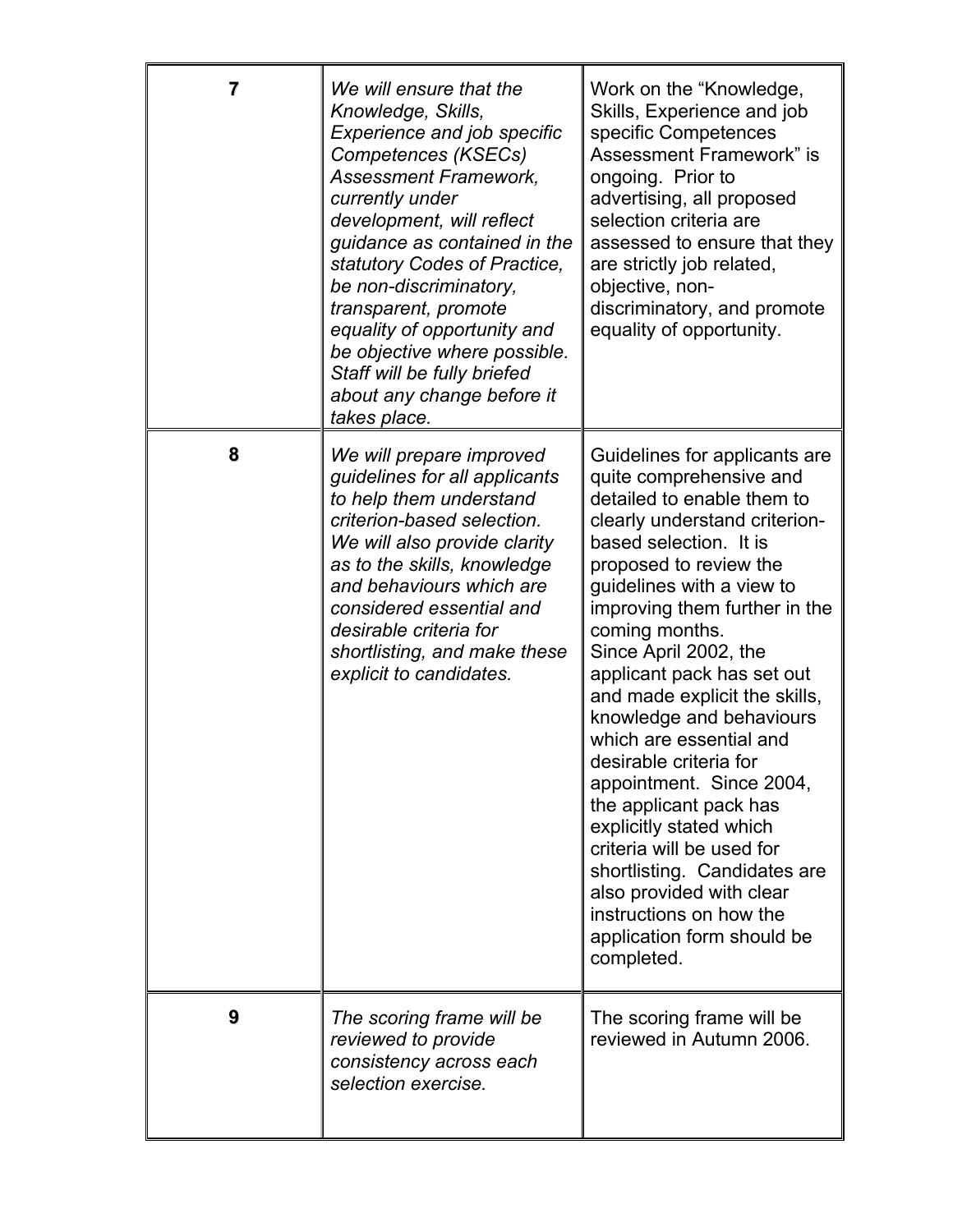| | | |
|---|---|---|
| **7** | *We will ensure that the Knowledge, Skills, Experience and job specific Competences (KSECs) Assessment Framework, currently under development, will reflect guidance as contained in the statutory Codes of Practice, be non-discriminatory, transparent, promote equality of opportunity and be objective where possible. Staff will be fully briefed about any change before it takes place.* | Work on the "Knowledge, Skills, Experience and job specific Competences Assessment Framework" is ongoing. Prior to advertising, all proposed selection criteria are assessed to ensure that they are strictly job related, objective, non-discriminatory, and promote equality of opportunity. |
| **8** | *We will prepare improved guidelines for all applicants to help them understand criterion-based selection. We will also provide clarity as to the skills, knowledge and behaviours which are considered essential and desirable criteria for shortlisting, and make these explicit to candidates.* | Guidelines for applicants are quite comprehensive and detailed to enable them to clearly understand criterion-based selection. It is proposed to review the guidelines with a view to improving them further in the coming months.<br>Since April 2002, the applicant pack has set out and made explicit the skills, knowledge and behaviours which are essential and desirable criteria for appointment. Since 2004, the applicant pack has explicitly stated which criteria will be used for shortlisting. Candidates are also provided with clear instructions on how the application form should be completed. |
| **9** | *The scoring frame will be reviewed to provide consistency across each selection exercise.* | The scoring frame will be reviewed in Autumn 2006. |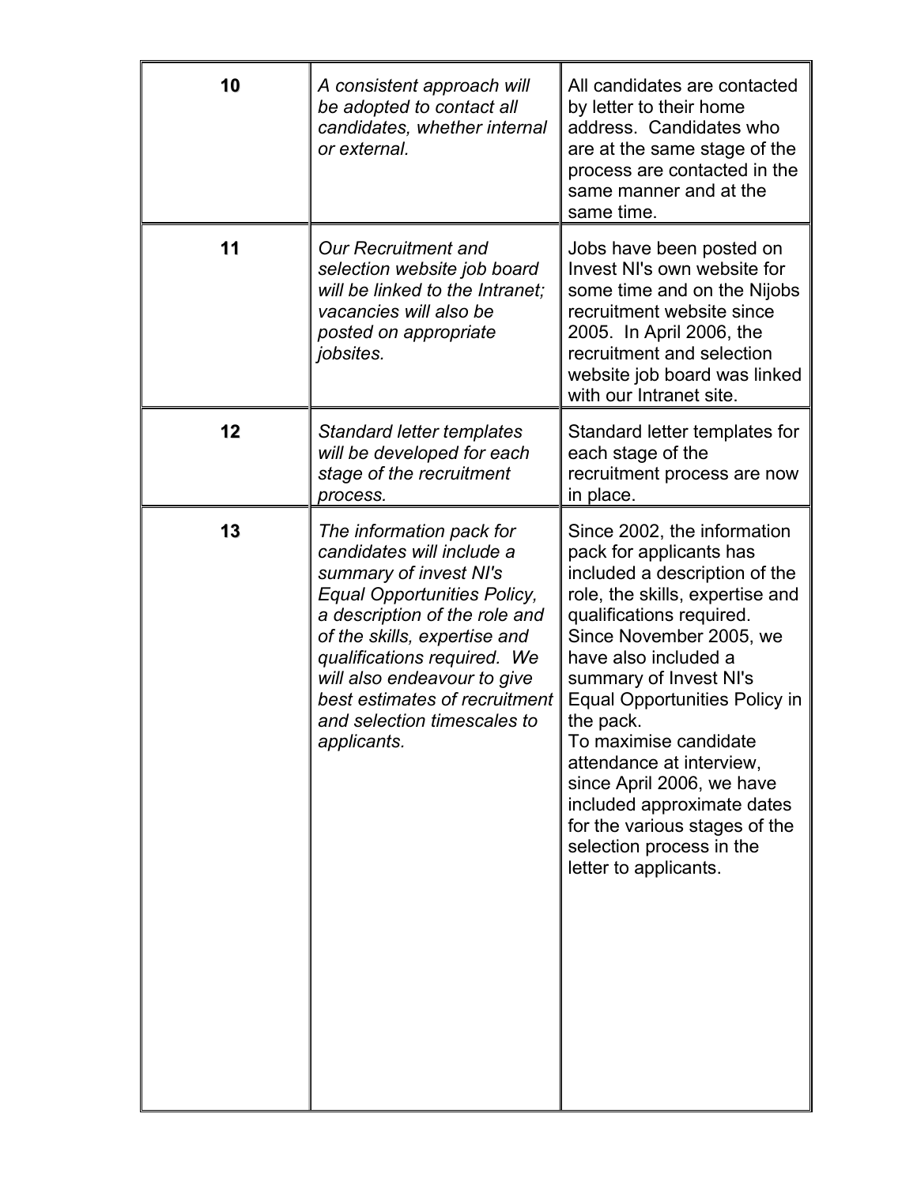| | | |
|---|---|---|
| **10** | *A consistent approach will be adopted to contact all candidates, whether internal or external.* | All candidates are contacted by letter to their home address. Candidates who are at the same stage of the process are contacted in the same manner and at the same time. |
| **11** | *Our Recruitment and selection website job board will be linked to the Intranet; vacancies will also be posted on appropriate jobsites.* | Jobs have been posted on Invest NI's own website for some time and on the Nijobs recruitment website since 2005. In April 2006, the recruitment and selection website job board was linked with our Intranet site. |
| **12** | *Standard letter templates will be developed for each stage of the recruitment process.* | Standard letter templates for each stage of the recruitment process are now in place. |
| **13** | *The information pack for candidates will include a summary of invest NI's Equal Opportunities Policy, a description of the role and of the skills, expertise and qualifications required. We will also endeavour to give best estimates of recruitment and selection timescales to applicants.* | Since 2002, the information pack for applicants has included a description of the role, the skills, expertise and qualifications required. Since November 2005, we have also included a summary of Invest NI's Equal Opportunities Policy in the pack. To maximise candidate attendance at interview, since April 2006, we have included approximate dates for the various stages of the selection process in the letter to applicants. |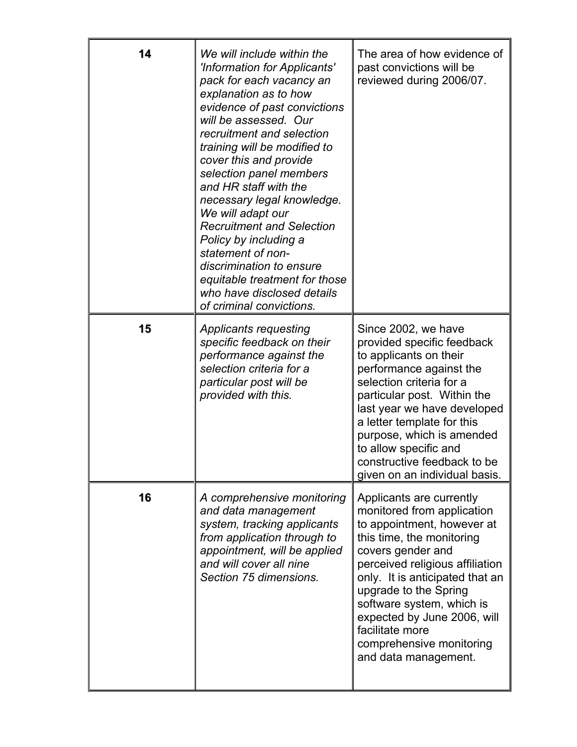| | | |
|---|---|---|
| **14** | *We will include within the 'Information for Applicants' pack for each vacancy an explanation as to how evidence of past convictions will be assessed. Our recruitment and selection training will be modified to cover this and provide selection panel members and HR staff with the necessary legal knowledge. We will adapt our Recruitment and Selection Policy by including a statement of non-discrimination to ensure equitable treatment for those who have disclosed details of criminal convictions.* | The area of how evidence of past convictions will be reviewed during 2006/07. |
| **15** | *Applicants requesting specific feedback on their performance against the selection criteria for a particular post will be provided with this.* | Since 2002, we have provided specific feedback to applicants on their performance against the selection criteria for a particular post. Within the last year we have developed a letter template for this purpose, which is amended to allow specific and constructive feedback to be given on an individual basis. |
| **16** | *A comprehensive monitoring and data management system, tracking applicants from application through to appointment, will be applied and will cover all nine Section 75 dimensions.* | Applicants are currently monitored from application to appointment, however at this time, the monitoring covers gender and perceived religious affiliation only. It is anticipated that an upgrade to the Spring software system, which is expected by June 2006, will facilitate more comprehensive monitoring and data management. |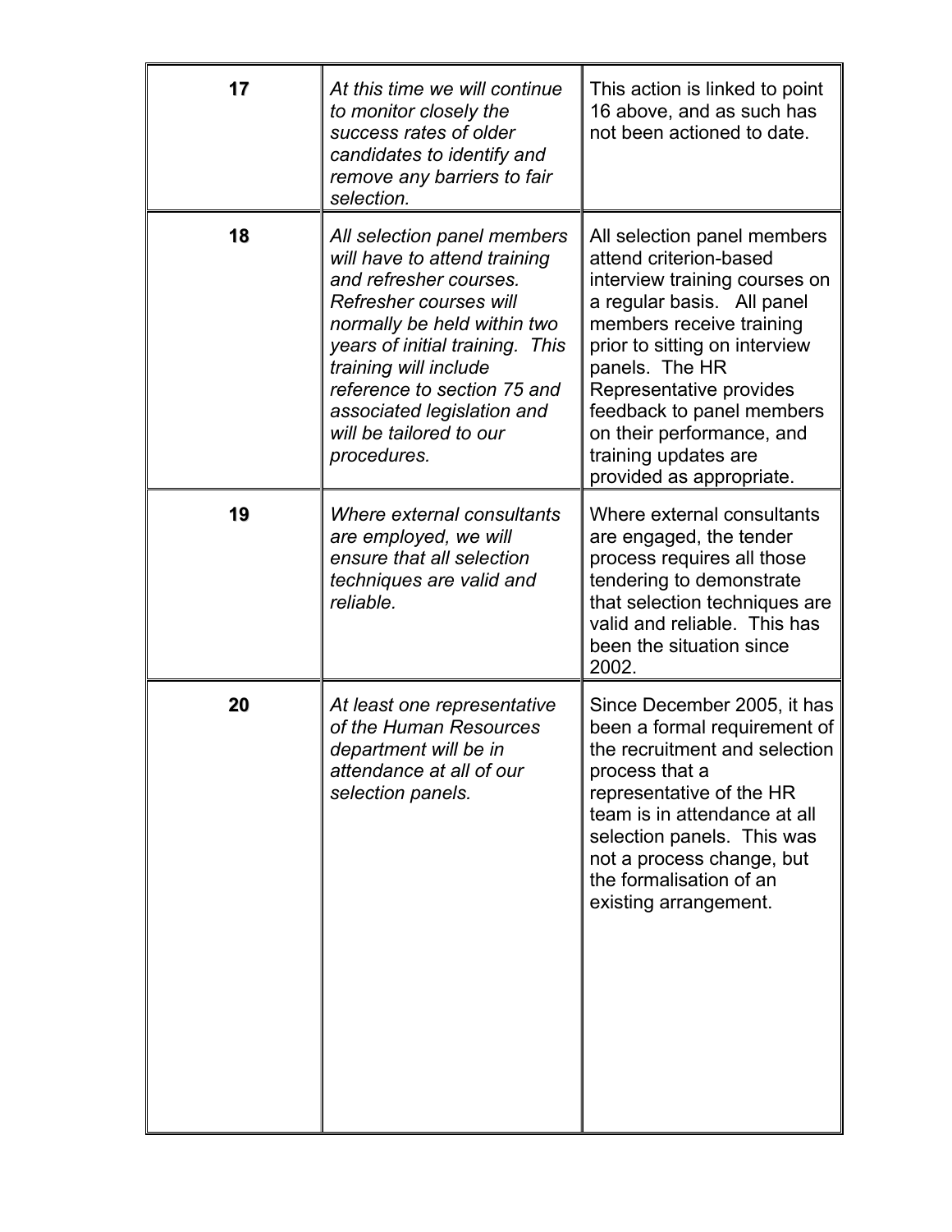| 17 | *At this time we will continue to monitor closely the success rates of older candidates to identify and remove any barriers to fair selection.* | This action is linked to point 16 above, and as such has not been actioned to date. |
|---|---|---|
| 18 | *All selection panel members will have to attend training and refresher courses. Refresher courses will normally be held within two years of initial training. This training will include reference to section 75 and associated legislation and will be tailored to our procedures.* | All selection panel members attend criterion-based interview training courses on a regular basis. All panel members receive training prior to sitting on interview panels. The HR Representative provides feedback to panel members on their performance, and training updates are provided as appropriate. |
| 19 | *Where external consultants are employed, we will ensure that all selection techniques are valid and reliable.* | Where external consultants are engaged, the tender process requires all those tendering to demonstrate that selection techniques are valid and reliable. This has been the situation since 2002. |
| 20 | *At least one representative of the Human Resources department will be in attendance at all of our selection panels.* | Since December 2005, it has been a formal requirement of the recruitment and selection process that a representative of the HR team is in attendance at all selection panels. This was not a process change, but the formalisation of an existing arrangement. |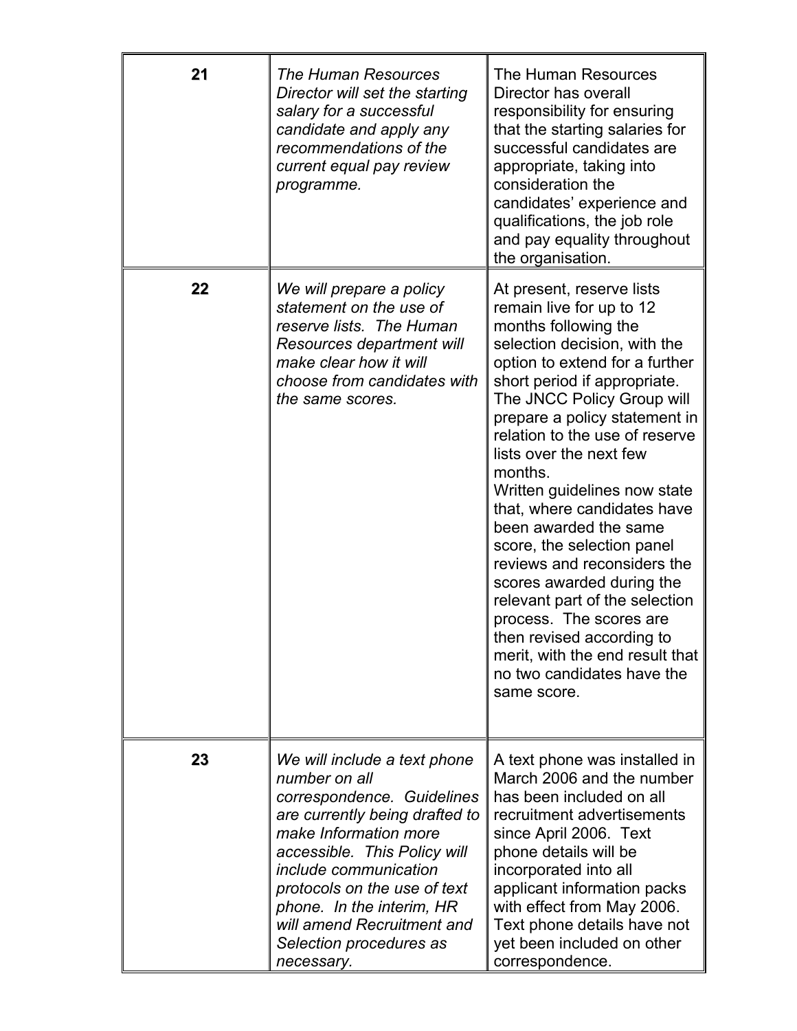| | | |
|---|---|---|
| **21** | *The Human Resources Director will set the starting salary for a successful candidate and apply any recommendations of the current equal pay review programme.* | The Human Resources Director has overall responsibility for ensuring that the starting salaries for successful candidates are appropriate, taking into consideration the candidates' experience and qualifications, the job role and pay equality throughout the organisation. |
| **22** | *We will prepare a policy statement on the use of reserve lists. The Human Resources department will make clear how it will choose from candidates with the same scores.* | At present, reserve lists remain live for up to 12 months following the selection decision, with the option to extend for a further short period if appropriate. The JNCC Policy Group will prepare a policy statement in relation to the use of reserve lists over the next few months.<br>Written guidelines now state that, where candidates have been awarded the same score, the selection panel reviews and reconsiders the scores awarded during the relevant part of the selection process. The scores are then revised according to merit, with the end result that no two candidates have the same score. |
| **23** | *We will include a text phone number on all correspondence. Guidelines are currently being drafted to make Information more accessible. This Policy will include communication protocols on the use of text phone. In the interim, HR will amend Recruitment and Selection procedures as necessary.* | A text phone was installed in March 2006 and the number has been included on all recruitment advertisements since April 2006. Text phone details will be incorporated into all applicant information packs with effect from May 2006. Text phone details have not yet been included on other correspondence. |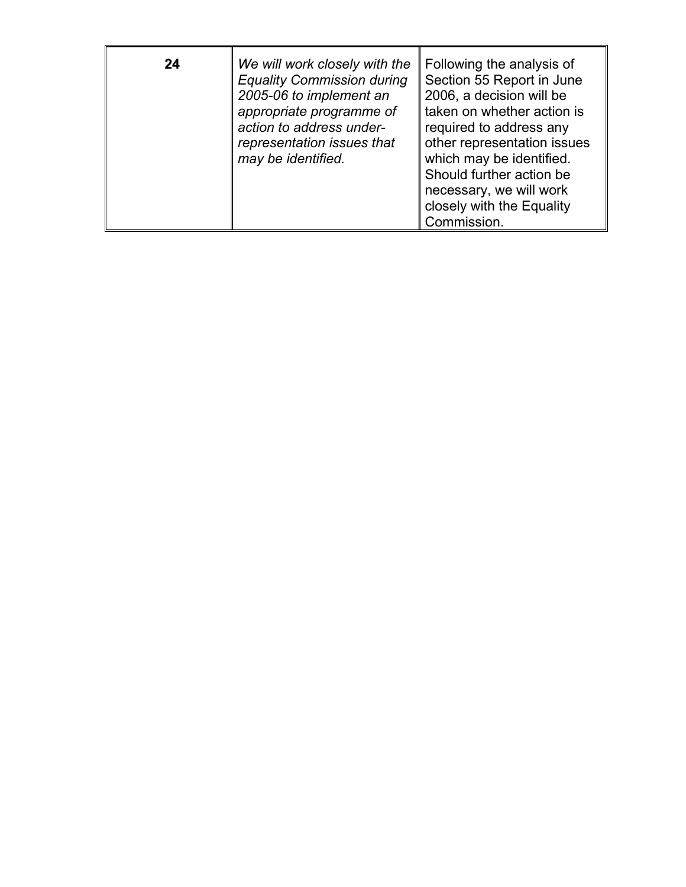| **24** | *We will work closely with the Equality Commission during 2005-06 to implement an appropriate programme of action to address under-representation issues that may be identified.* | Following the analysis of Section 55 Report in June 2006, a decision will be taken on whether action is required to address any other representation issues which may be identified. Should further action be necessary, we will work closely with the Equality Commission. |
|---|---|---|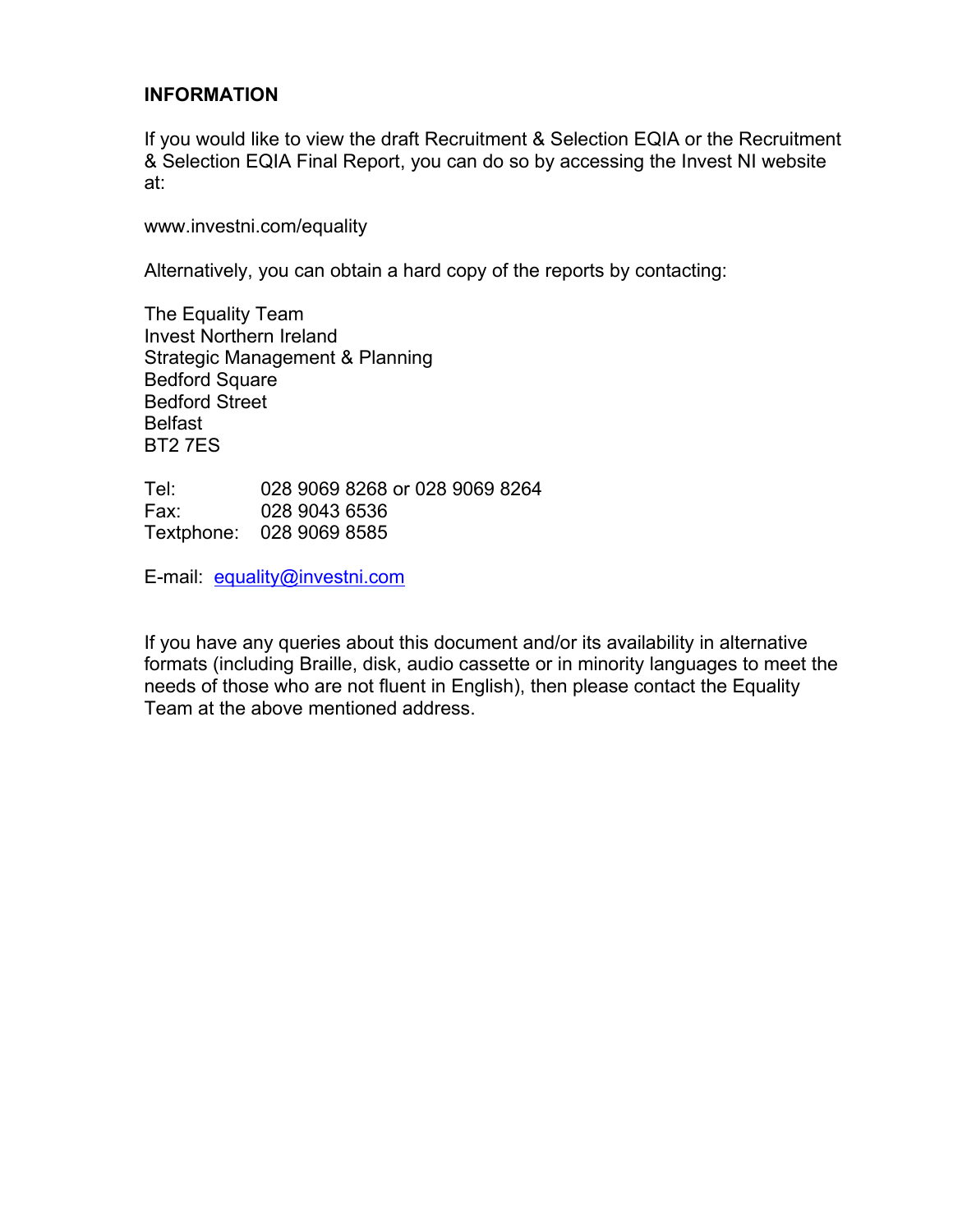## INFORMATION

If you would like to view the draft Recruitment & Selection EQIA or the Recruitment & Selection EQIA Final Report, you can do so by accessing the Invest NI website at:

www.investni.com/equality

Alternatively, you can obtain a hard copy of the reports by contacting:

The Equality Team
Invest Northern Ireland
Strategic Management & Planning
Bedford Square
Bedford Street
Belfast
BT2 7ES

Tel: 028 9069 8268 or 028 9069 8264
Fax: 028 9043 6536
Textphone: 028 9069 8585

E-mail: equality@investni.com

If you have any queries about this document and/or its availability in alternative formats (including Braille, disk, audio cassette or in minority languages to meet the needs of those who are not fluent in English), then please contact the Equality Team at the above mentioned address.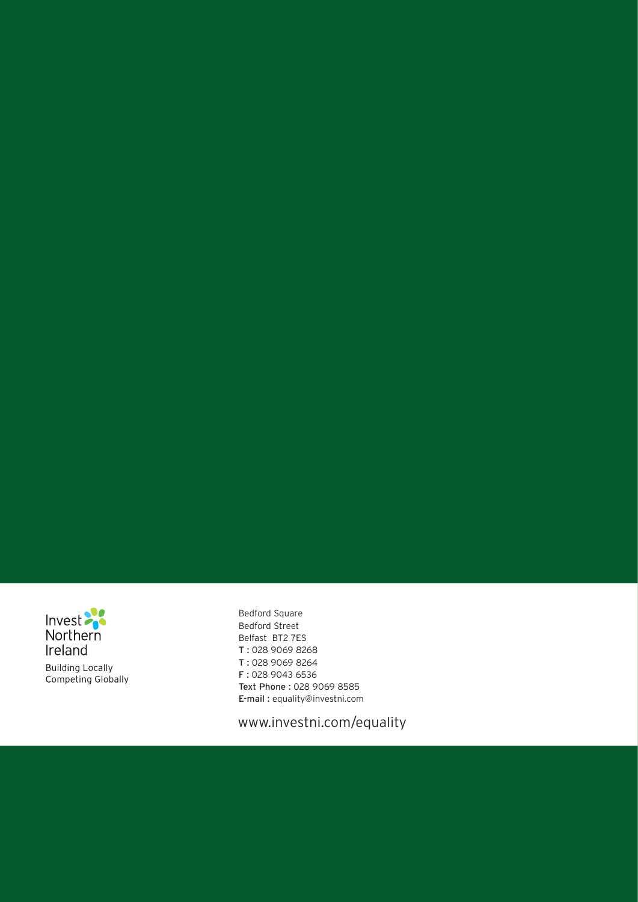Invest Northern Ireland

Building Locally
Competing Globally

Bedford Square
Bedford Street
Belfast BT2 7ES
**T :** 028 9069 8268
**T :** 028 9069 8264
**F :** 028 9043 6536
**Text Phone :** 028 9069 8585
**E-mail :** equality@investni.com

www.investni.com/equality